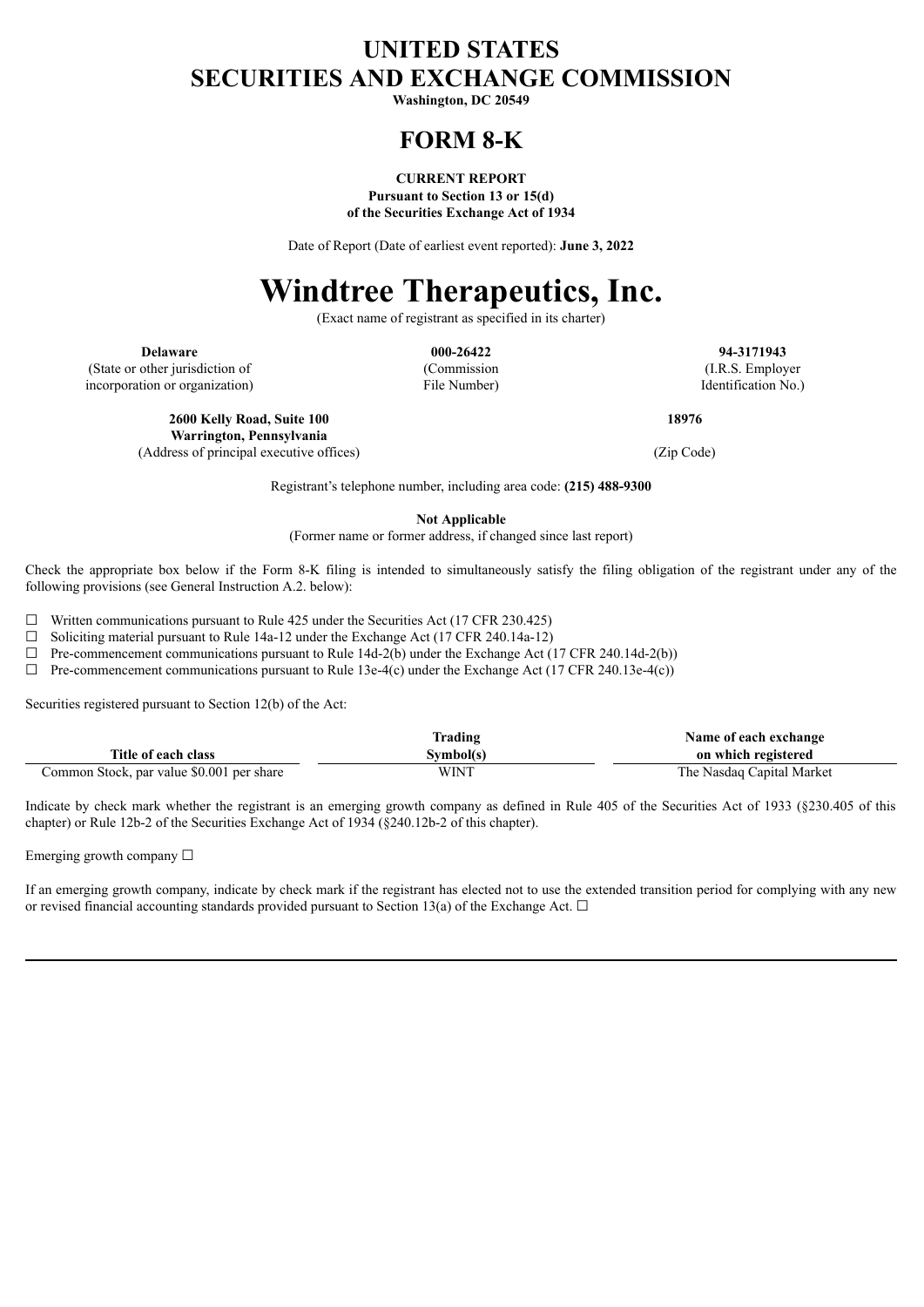# UNITED STATES
# SECURITIES AND EXCHANGE COMMISSION

**Washington, DC 20549**

# FORM 8-K

**CURRENT REPORT**
**Pursuant to Section 13 or 15(d)**
**of the Securities Exchange Act of 1934**

Date of Report (Date of earliest event reported): **June 3, 2022**

# Windtree Therapeutics, Inc.

(Exact name of registrant as specified in its charter)

| **Delaware** | **000-26422** | **94-3171943** |
|---|---|---|
| (State or other jurisdiction of incorporation or organization) | (Commission File Number) | (I.R.S. Employer Identification No.) |

| **2600 Kelly Road, Suite 100 Warrington, Pennsylvania** | **18976** |
|---|---|
| (Address of principal executive offices) | (Zip Code) |

Registrant's telephone number, including area code: **(215) 488-9300**

**Not Applicable**
(Former name or former address, if changed since last report)

Check the appropriate box below if the Form 8-K filing is intended to simultaneously satisfy the filing obligation of the registrant under any of the following provisions (see General Instruction A.2. below):

☐ Written communications pursuant to Rule 425 under the Securities Act (17 CFR 230.425)
☐ Soliciting material pursuant to Rule 14a-12 under the Exchange Act (17 CFR 240.14a-12)
☐ Pre-commencement communications pursuant to Rule 14d-2(b) under the Exchange Act (17 CFR 240.14d-2(b))
☐ Pre-commencement communications pursuant to Rule 13e-4(c) under the Exchange Act (17 CFR 240.13e-4(c))

Securities registered pursuant to Section 12(b) of the Act:

| Title of each class | Trading Symbol(s) | Name of each exchange on which registered |
|---|---|---|
| Common Stock, par value $0.001 per share | WINT | The Nasdaq Capital Market |

Indicate by check mark whether the registrant is an emerging growth company as defined in Rule 405 of the Securities Act of 1933 (§230.405 of this chapter) or Rule 12b-2 of the Securities Exchange Act of 1934 (§240.12b-2 of this chapter).

Emerging growth company ☐

If an emerging growth company, indicate by check mark if the registrant has elected not to use the extended transition period for complying with any new or revised financial accounting standards provided pursuant to Section 13(a) of the Exchange Act. ☐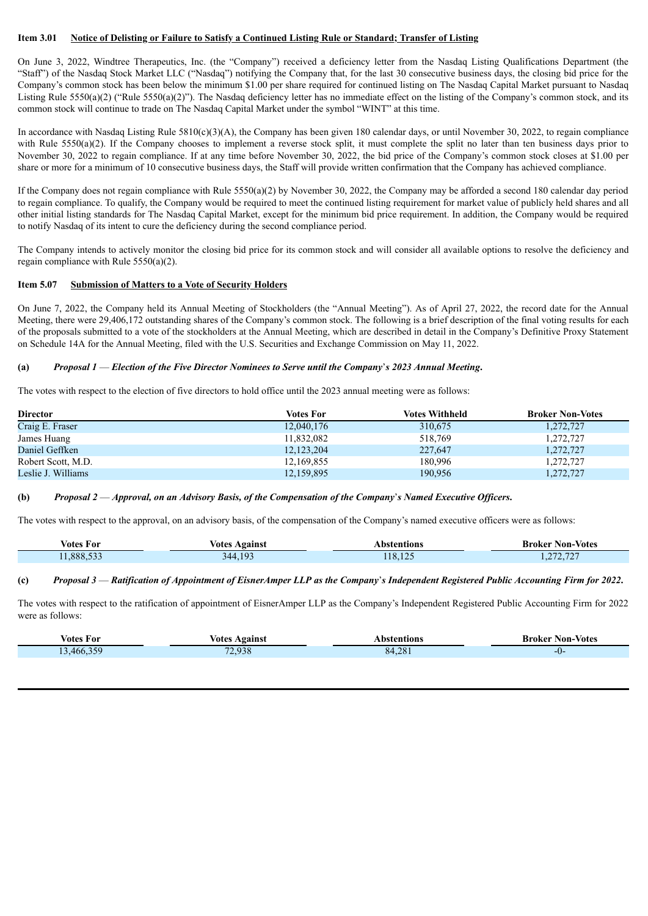**Item 3.01 Notice of Delisting or Failure to Satisfy a Continued Listing Rule or Standard; Transfer of Listing**

On June 3, 2022, Windtree Therapeutics, Inc. (the "Company") received a deficiency letter from the Nasdaq Listing Qualifications Department (the "Staff") of the Nasdaq Stock Market LLC ("Nasdaq") notifying the Company that, for the last 30 consecutive business days, the closing bid price for the Company's common stock has been below the minimum $1.00 per share required for continued listing on The Nasdaq Capital Market pursuant to Nasdaq Listing Rule 5550(a)(2) ("Rule 5550(a)(2)"). The Nasdaq deficiency letter has no immediate effect on the listing of the Company's common stock, and its common stock will continue to trade on The Nasdaq Capital Market under the symbol "WINT" at this time.

In accordance with Nasdaq Listing Rule 5810(c)(3)(A), the Company has been given 180 calendar days, or until November 30, 2022, to regain compliance with Rule 5550(a)(2). If the Company chooses to implement a reverse stock split, it must complete the split no later than ten business days prior to November 30, 2022 to regain compliance. If at any time before November 30, 2022, the bid price of the Company's common stock closes at $1.00 per share or more for a minimum of 10 consecutive business days, the Staff will provide written confirmation that the Company has achieved compliance.

If the Company does not regain compliance with Rule 5550(a)(2) by November 30, 2022, the Company may be afforded a second 180 calendar day period to regain compliance. To qualify, the Company would be required to meet the continued listing requirement for market value of publicly held shares and all other initial listing standards for The Nasdaq Capital Market, except for the minimum bid price requirement. In addition, the Company would be required to notify Nasdaq of its intent to cure the deficiency during the second compliance period.

The Company intends to actively monitor the closing bid price for its common stock and will consider all available options to resolve the deficiency and regain compliance with Rule 5550(a)(2).

**Item 5.07 Submission of Matters to a Vote of Security Holders**

On June 7, 2022, the Company held its Annual Meeting of Stockholders (the "Annual Meeting"). As of April 27, 2022, the record date for the Annual Meeting, there were 29,406,172 outstanding shares of the Company's common stock. The following is a brief description of the final voting results for each of the proposals submitted to a vote of the stockholders at the Annual Meeting, which are described in detail in the Company's Definitive Proxy Statement on Schedule 14A for the Annual Meeting, filed with the U.S. Securities and Exchange Commission on May 11, 2022.

**(a)** ***Proposal 1 — Election of the Five Director Nominees to Serve until the Company's 2023 Annual Meeting.***

The votes with respect to the election of five directors to hold office until the 2023 annual meeting were as follows:

| Director | Votes For | Votes Withheld | Broker Non-Votes |
|---|---|---|---|
| Craig E. Fraser | 12,040,176 | 310,675 | 1,272,727 |
| James Huang | 11,832,082 | 518,769 | 1,272,727 |
| Daniel Geffken | 12,123,204 | 227,647 | 1,272,727 |
| Robert Scott, M.D. | 12,169,855 | 180,996 | 1,272,727 |
| Leslie J. Williams | 12,159,895 | 190,956 | 1,272,727 |

**(b)** ***Proposal 2 — Approval, on an Advisory Basis, of the Compensation of the Company's Named Executive Officers.***

The votes with respect to the approval, on an advisory basis, of the compensation of the Company's named executive officers were as follows:

| Votes For | Votes Against | Abstentions | Broker Non-Votes |
|---|---|---|---|
| 11,888,533 | 344,193 | 118,125 | 1,272,727 |

**(c)** ***Proposal 3 — Ratification of Appointment of EisnerAmper LLP as the Company's Independent Registered Public Accounting Firm for 2022.***

The votes with respect to the ratification of appointment of EisnerAmper LLP as the Company's Independent Registered Public Accounting Firm for 2022 were as follows:

| Votes For | Votes Against | Abstentions | Broker Non-Votes |
|---|---|---|---|
| 13,466,359 | 72,938 | 84,281 | -0- |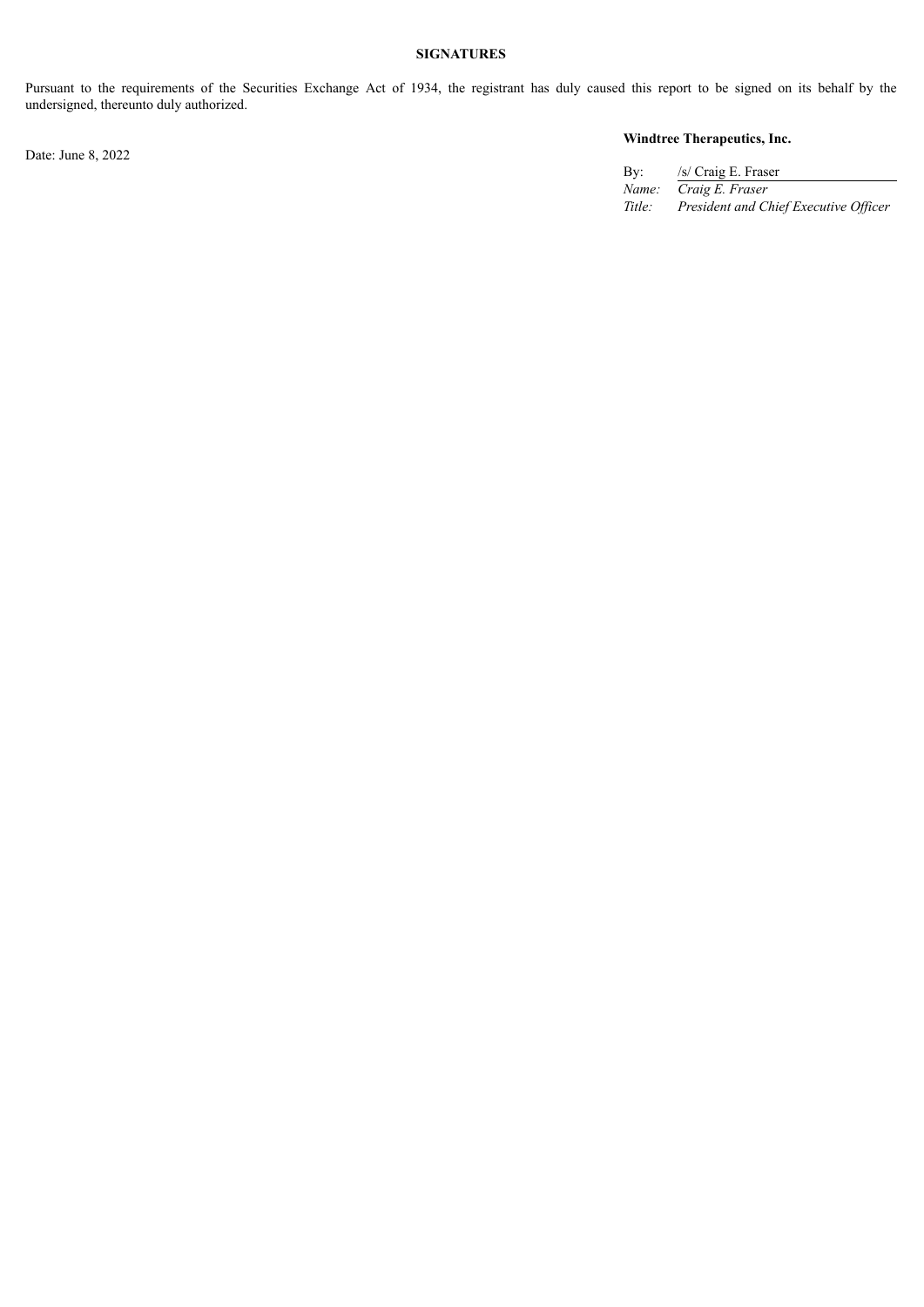**SIGNATURES**

Pursuant to the requirements of the Securities Exchange Act of 1934, the registrant has duly caused this report to be signed on its behalf by the undersigned, thereunto duly authorized.

Date: June 8, 2022

**Windtree Therapeutics, Inc.**

| | |
|---|---|
| By: | /s/ Craig E. Fraser |
| *Name:* | *Craig E. Fraser* |
| *Title:* | *President and Chief Executive Officer* |